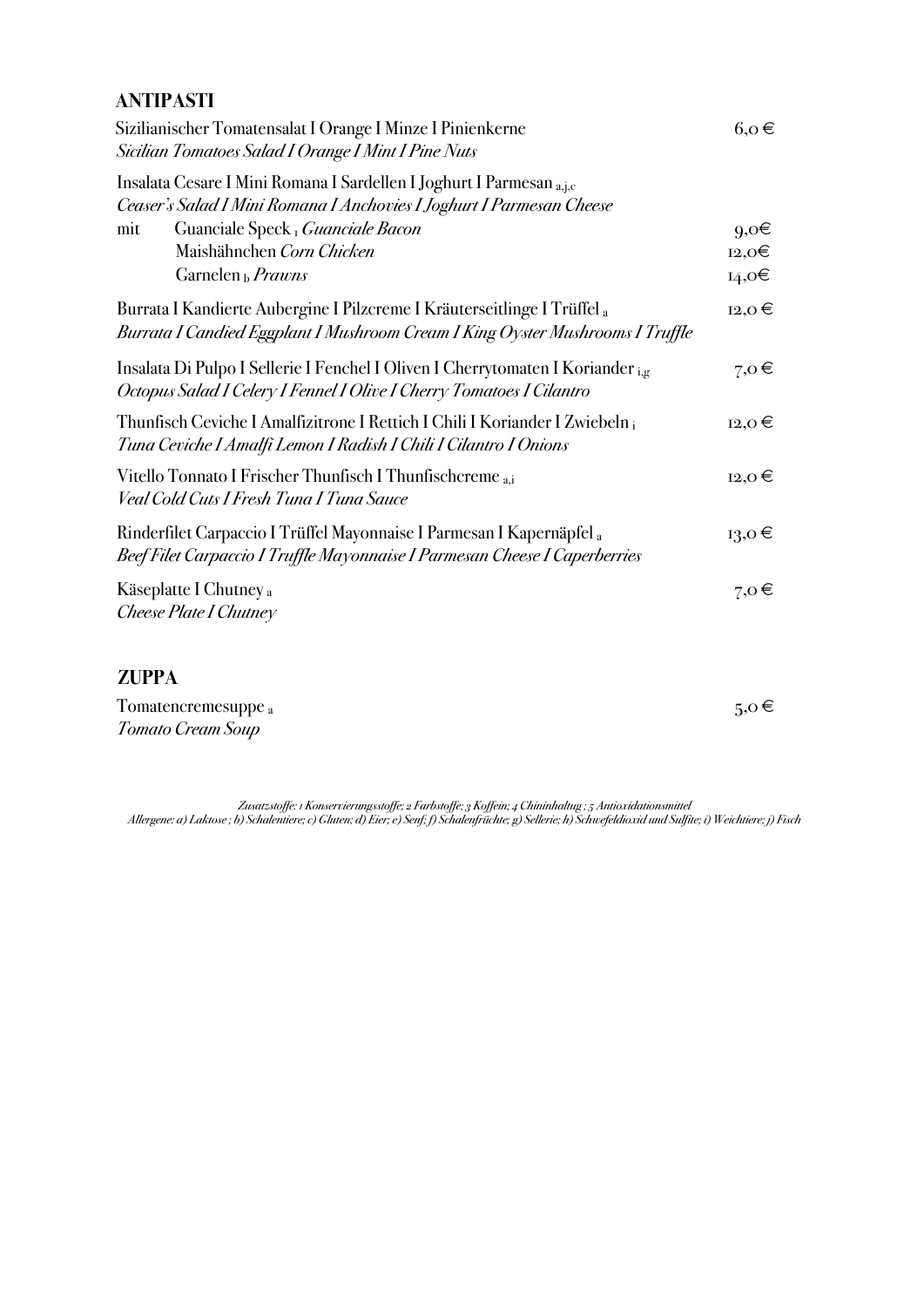## ANTIPASTI

Sizilianischer Tomatensalat I Orange I Minze I Pinienkerne — 6,0 €
*Sicilian Tomatoes Salad I Orange I Mint I Pine Nuts*

Insalata Cesare I Mini Romana I Sardellen I Joghurt I Parmesan a,j,c
*Ceaser's Salad I Mini Romana I Anchovies I Joghurt I Parmesan Cheese*

mit
- Guanciale Speck 1 *Guanciale Bacon* — 9,0€
- Maishähnchen *Corn Chicken* — 12,0€
- Garnelen b *Prawns* — 14,0€

Burrata I Kandierte Aubergine I Pilzcreme I Kräuterseitlinge I Trüffel a — 12,0 €
*Burrata I Candied Eggplant I Mushroom Cream I King Oyster Mushrooms I Truffle*

Insalata Di Pulpo I Sellerie I Fenchel I Oliven I Cherrytomaten I Koriander i,g — 7,0 €
*Octopus Salad I Celery I Fennel I Olive I Cherry Tomatoes I Cilantro*

Thunfisch Ceviche I Amalfizitrone I Rettich I Chili I Koriander I Zwiebeln i — 12,0 €
*Tuna Ceviche I Amalfi Lemon I Radish I Chili I Cilantro I Onions*

Vitello Tonnato I Frischer Thunfisch I Thunfischcreme a,i — 12,0 €
*Veal Cold Cuts I Fresh Tuna I Tuna Sauce*

Rinderfilet Carpaccio I Trüffel Mayonnaise I Parmesan I Kapernäpfel a — 13,0 €
*Beef Filet Carpaccio I Truffle Mayonnaise I Parmesan Cheese I Caperberries*

Käseplatte I Chutney a — 7,0 €
*Cheese Plate I Chutney*

## ZUPPA

Tomatencremesuppe a — 5,0 €
*Tomato Cream Soup*

*Zusatzstoffe: 1 Konservierungsstoffe; 2 Farbstoffe; 3 Koffein; 4 Chininhaltug ; 5 Antioxidationsmittel*
*Allergene: a) Laktose ; b) Schalentiere; c) Gluten; d) Eier; e) Senf; f) Schalenfrüchte; g) Sellerie; h) Schwefeldioxid und Sulfite; i) Weichtiere; j) Fisch*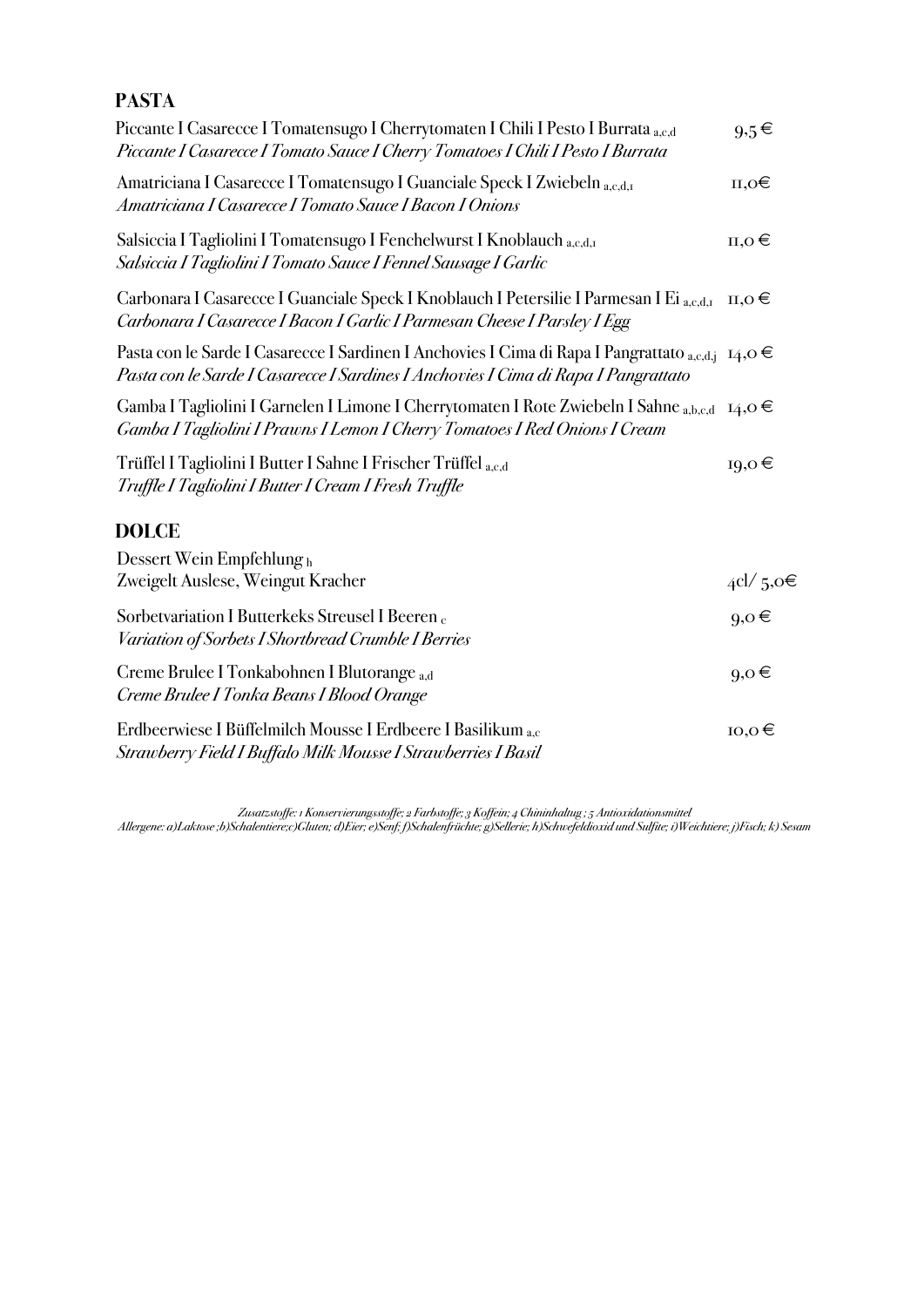## PASTA

Piccante I Casarecce I Tomatensugo I Cherrytomaten I Chili I Pesto I Burrata a,c,d — 9,5 €
*Piccante I Casarecce I Tomato Sauce I Cherry Tomatoes I Chili I Pesto I Burrata*

Amatriciana I Casarecce I Tomatensugo I Guanciale Speck I Zwiebeln a,c,d,1 — 11,0€
*Amatriciana I Casarecce I Tomato Sauce I Bacon I Onions*

Salsiccia I Tagliolini I Tomatensugo I Fenchelwurst I Knoblauch a,c,d,1 — 11,0 €
*Salsiccia I Tagliolini I Tomato Sauce I Fennel Sausage I Garlic*

Carbonara I Casarecce I Guanciale Speck I Knoblauch I Petersilie I Parmesan I Ei a,c,d,1 — 11,0 €
*Carbonara I Casarecce I Bacon I Garlic I Parmesan Cheese I Parsley I Egg*

Pasta con le Sarde I Casarecce I Sardinen I Anchovies I Cima di Rapa I Pangrattato a,c,d,j — 14,0 €
*Pasta con le Sarde I Casarecce I Sardines I Anchovies I Cima di Rapa I Pangrattato*

Gamba I Tagliolini I Garnelen I Limone I Cherrytomaten I Rote Zwiebeln I Sahne a,b,c,d — 14,0 €
*Gamba I Tagliolini I Prawns I Lemon I Cherry Tomatoes I Red Onions I Cream*

Trüffel I Tagliolini I Butter I Sahne I Frischer Trüffel a,c,d — 19,0 €
*Truffle I Tagliolini I Butter I Cream I Fresh Truffle*

## DOLCE

Dessert Wein Empfehlung h
Zweigelt Auslese, Weingut Kracher — 4cl/ 5,0€

Sorbetvariation I Butterkeks Streusel I Beeren c — 9,0 €
*Variation of Sorbets I Shortbread Crumble I Berries*

Creme Brulee I Tonkabohnen I Blutorange a,d — 9,0 €
*Creme Brulee I Tonka Beans I Blood Orange*

Erdbeerwiese I Büffelmilch Mousse I Erdbeere I Basilikum a,c — 10,0 €
*Strawberry Field I Buffalo Milk Mousse I Strawberries I Basil*

*Zusatzstoffe: 1 Konservierungsstoffe; 2 Farbstoffe; 3 Koffein; 4 Chininhaltug ; 5 Antioxidationsmittel*
*Allergene: a)Laktose ;b)Schalentiere;c)Gluten; d)Eier; e)Senf; f)Schalenfrüchte; g)Sellerie; h)Schwefeldioxid und Sulfite; i)Weichtiere; j)Fisch; k) Sesam*